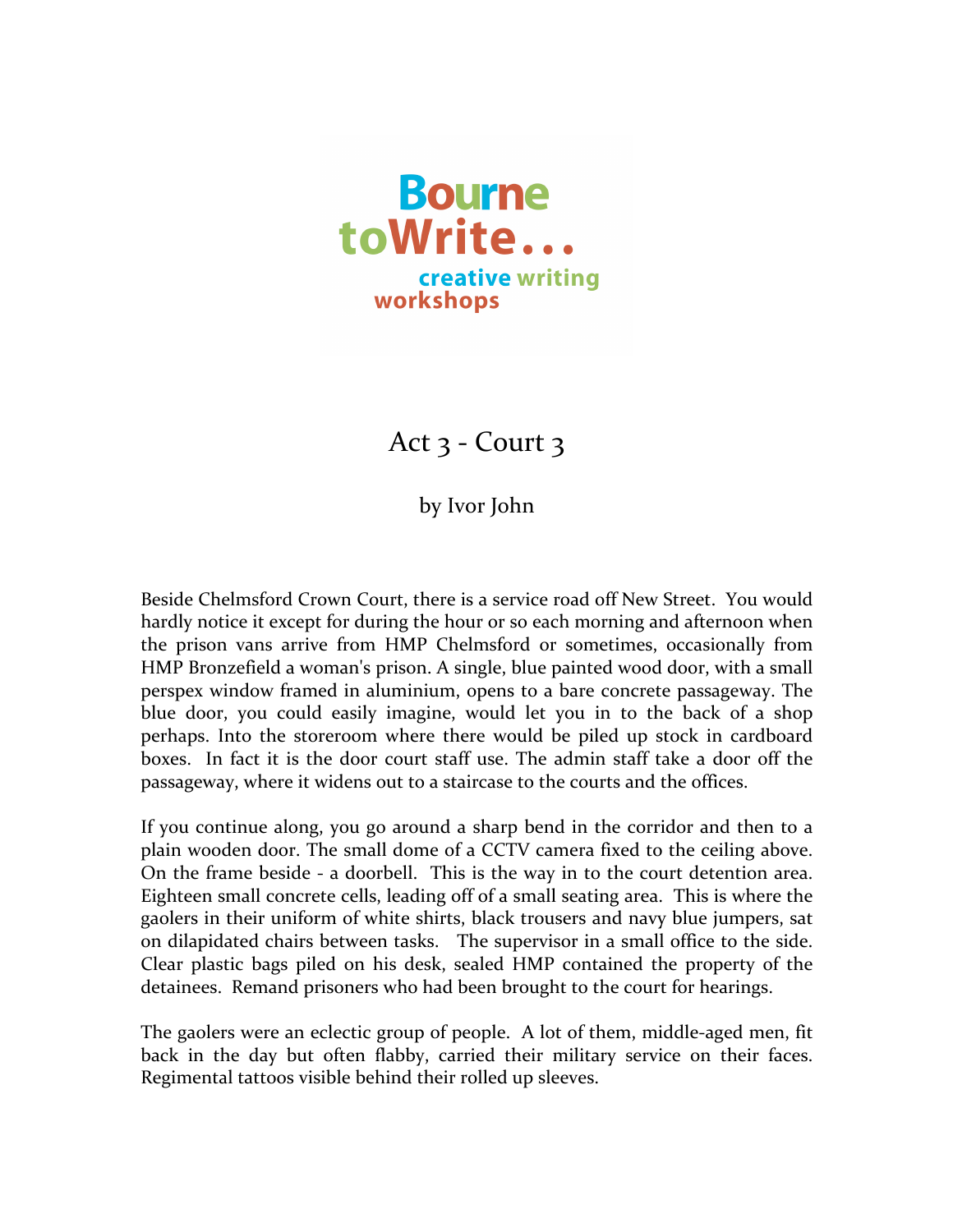Bourne toWrite...
creative writing workshops

# Act 3 - Court 3

by Ivor John

Beside Chelmsford Crown Court, there is a service road off New Street. You would hardly notice it except for during the hour or so each morning and afternoon when the prison vans arrive from HMP Chelmsford or sometimes, occasionally from HMP Bronzefield a woman's prison. A single, blue painted wood door, with a small perspex window framed in aluminium, opens to a bare concrete passageway. The blue door, you could easily imagine, would let you in to the back of a shop perhaps. Into the storeroom where there would be piled up stock in cardboard boxes. In fact it is the door court staff use. The admin staff take a door off the passageway, where it widens out to a staircase to the courts and the offices.

If you continue along, you go around a sharp bend in the corridor and then to a plain wooden door. The small dome of a CCTV camera fixed to the ceiling above. On the frame beside - a doorbell. This is the way in to the court detention area. Eighteen small concrete cells, leading off of a small seating area. This is where the gaolers in their uniform of white shirts, black trousers and navy blue jumpers, sat on dilapidated chairs between tasks. The supervisor in a small office to the side. Clear plastic bags piled on his desk, sealed HMP contained the property of the detainees. Remand prisoners who had been brought to the court for hearings.

The gaolers were an eclectic group of people. A lot of them, middle-aged men, fit back in the day but often flabby, carried their military service on their faces. Regimental tattoos visible behind their rolled up sleeves.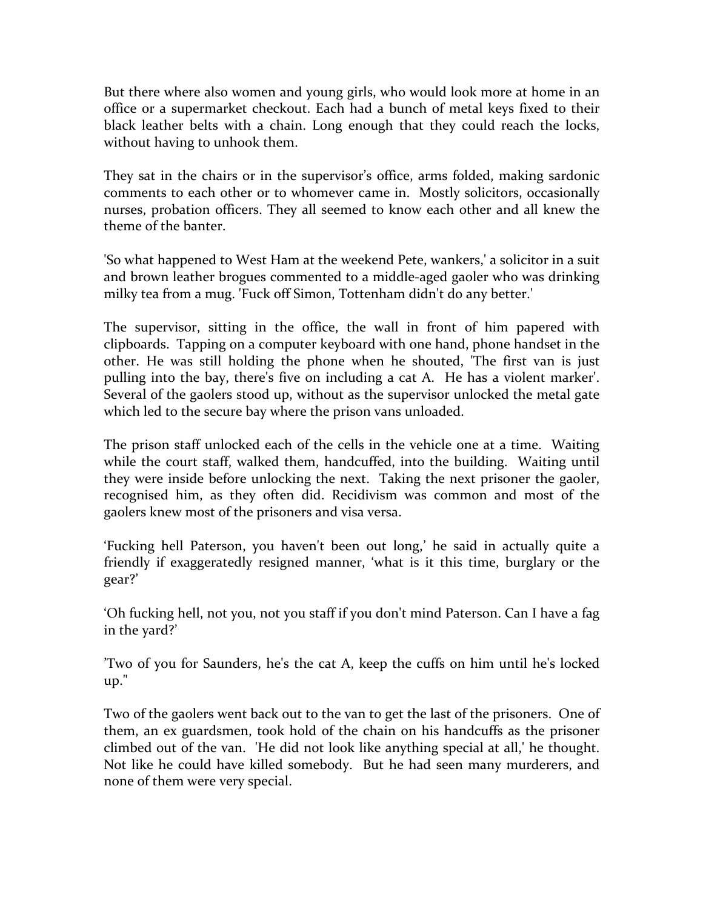But there where also women and young girls, who would look more at home in an office or a supermarket checkout. Each had a bunch of metal keys fixed to their black leather belts with a chain. Long enough that they could reach the locks, without having to unhook them.

They sat in the chairs or in the supervisor's office, arms folded, making sardonic comments to each other or to whomever came in. Mostly solicitors, occasionally nurses, probation officers. They all seemed to know each other and all knew the theme of the banter.

'So what happened to West Ham at the weekend Pete, wankers,' a solicitor in a suit and brown leather brogues commented to a middle-aged gaoler who was drinking milky tea from a mug. 'Fuck off Simon, Tottenham didn't do any better.'

The supervisor, sitting in the office, the wall in front of him papered with clipboards. Tapping on a computer keyboard with one hand, phone handset in the other. He was still holding the phone when he shouted, 'The first van is just pulling into the bay, there's five on including a cat A. He has a violent marker'. Several of the gaolers stood up, without as the supervisor unlocked the metal gate which led to the secure bay where the prison vans unloaded.

The prison staff unlocked each of the cells in the vehicle one at a time. Waiting while the court staff, walked them, handcuffed, into the building. Waiting until they were inside before unlocking the next. Taking the next prisoner the gaoler, recognised him, as they often did. Recidivism was common and most of the gaolers knew most of the prisoners and visa versa.

'Fucking hell Paterson, you haven't been out long,' he said in actually quite a friendly if exaggeratedly resigned manner, 'what is it this time, burglary or the gear?'

'Oh fucking hell, not you, not you staff if you don't mind Paterson. Can I have a fag in the yard?'

'Two of you for Saunders, he's the cat A, keep the cuffs on him until he's locked up."

Two of the gaolers went back out to the van to get the last of the prisoners. One of them, an ex guardsmen, took hold of the chain on his handcuffs as the prisoner climbed out of the van. 'He did not look like anything special at all,' he thought. Not like he could have killed somebody. But he had seen many murderers, and none of them were very special.